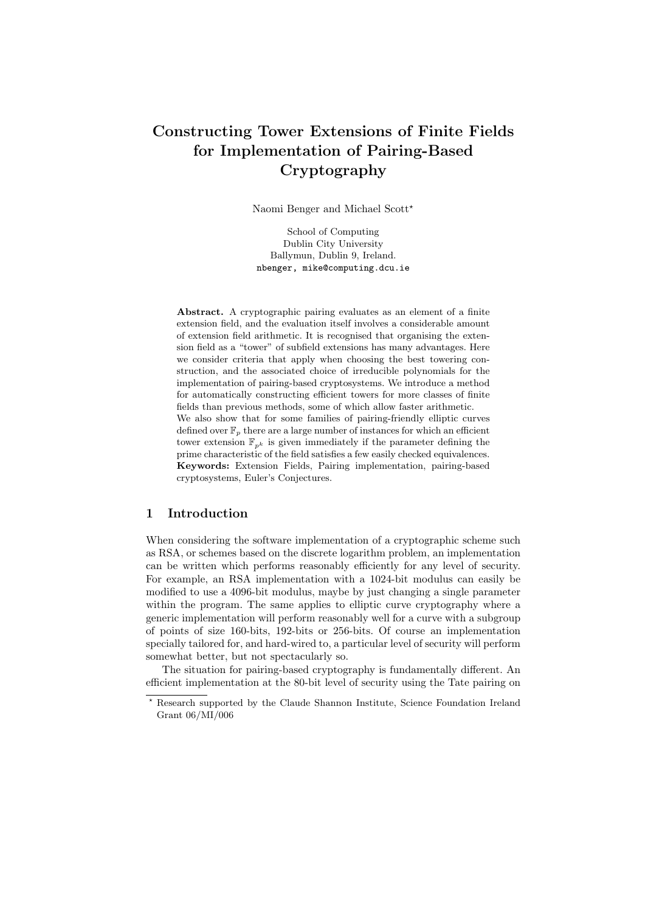# Constructing Tower Extensions of Finite Fields for Implementation of Pairing-Based Cryptography

Naomi Benger and Michael Scott*

School of Computing
Dublin City University
Ballymun, Dublin 9, Ireland.
nbenger, mike@computing.dcu.ie

**Abstract.** A cryptographic pairing evaluates as an element of a finite extension field, and the evaluation itself involves a considerable amount of extension field arithmetic. It is recognised that organising the extension field as a "tower" of subfield extensions has many advantages. Here we consider criteria that apply when choosing the best towering construction, and the associated choice of irreducible polynomials for the implementation of pairing-based cryptosystems. We introduce a method for automatically constructing efficient towers for more classes of finite fields than previous methods, some of which allow faster arithmetic.
We also show that for some families of pairing-friendly elliptic curves defined over $\mathbb{F}_p$ there are a large number of instances for which an efficient tower extension $\mathbb{F}_{p^k}$ is given immediately if the parameter defining the prime characteristic of the field satisfies a few easily checked equivalences.
**Keywords:** Extension Fields, Pairing implementation, pairing-based cryptosystems, Euler's Conjectures.

## 1 Introduction

When considering the software implementation of a cryptographic scheme such as RSA, or schemes based on the discrete logarithm problem, an implementation can be written which performs reasonably efficiently for any level of security. For example, an RSA implementation with a 1024-bit modulus can easily be modified to use a 4096-bit modulus, maybe by just changing a single parameter within the program. The same applies to elliptic curve cryptography where a generic implementation will perform reasonably well for a curve with a subgroup of points of size 160-bits, 192-bits or 256-bits. Of course an implementation specially tailored for, and hard-wired to, a particular level of security will perform somewhat better, but not spectacularly so.

The situation for pairing-based cryptography is fundamentally different. An efficient implementation at the 80-bit level of security using the Tate pairing on

* Research supported by the Claude Shannon Institute, Science Foundation Ireland Grant 06/MI/006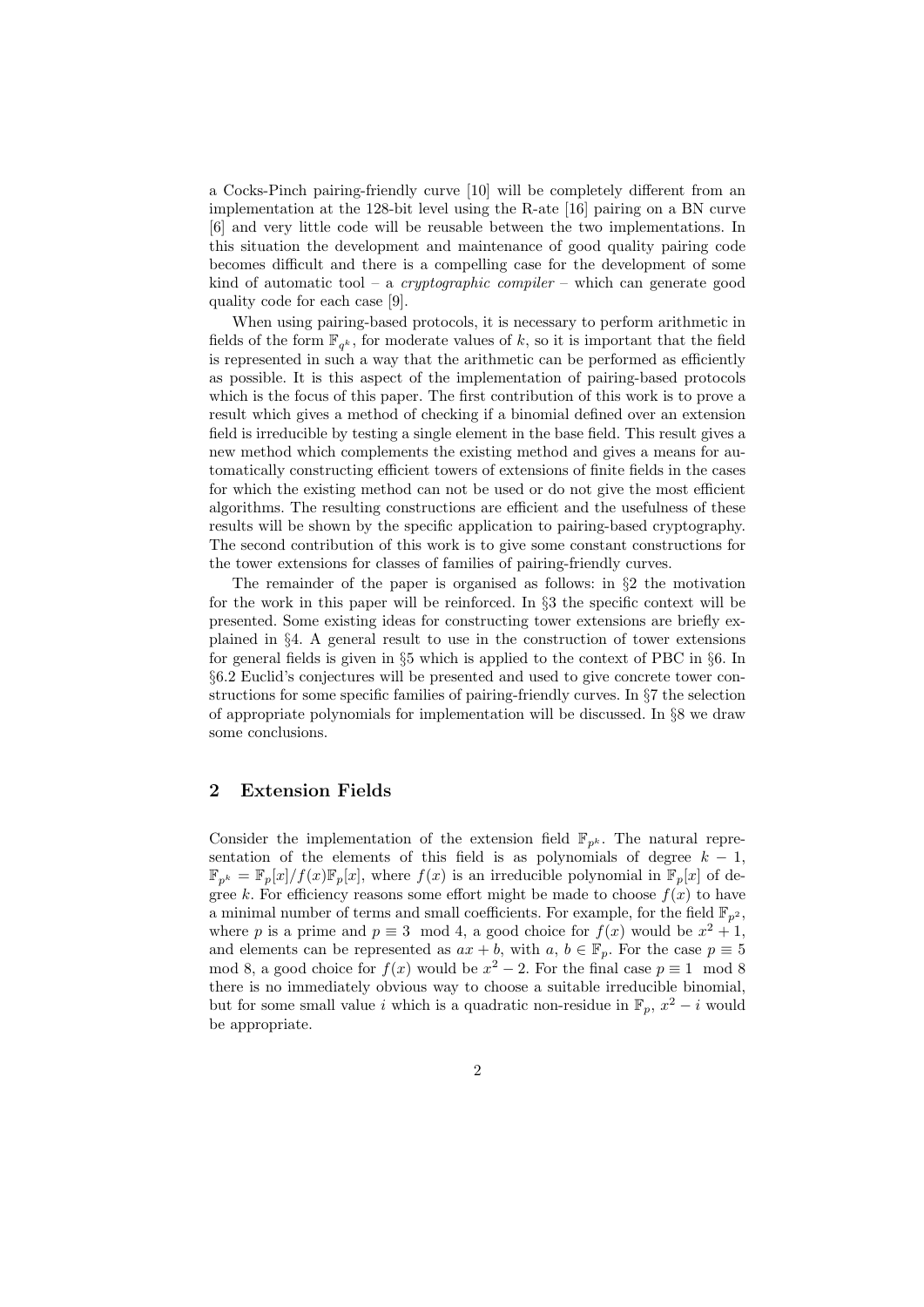a Cocks-Pinch pairing-friendly curve [10] will be completely different from an implementation at the 128-bit level using the R-ate [16] pairing on a BN curve [6] and very little code will be reusable between the two implementations. In this situation the development and maintenance of good quality pairing code becomes difficult and there is a compelling case for the development of some kind of automatic tool – a *cryptographic compiler* – which can generate good quality code for each case [9].

When using pairing-based protocols, it is necessary to perform arithmetic in fields of the form $\mathbb{F}_{q^k}$, for moderate values of $k$, so it is important that the field is represented in such a way that the arithmetic can be performed as efficiently as possible. It is this aspect of the implementation of pairing-based protocols which is the focus of this paper. The first contribution of this work is to prove a result which gives a method of checking if a binomial defined over an extension field is irreducible by testing a single element in the base field. This result gives a new method which complements the existing method and gives a means for automatically constructing efficient towers of extensions of finite fields in the cases for which the existing method can not be used or do not give the most efficient algorithms. The resulting constructions are efficient and the usefulness of these results will be shown by the specific application to pairing-based cryptography. The second contribution of this work is to give some constant constructions for the tower extensions for classes of families of pairing-friendly curves.

The remainder of the paper is organised as follows: in §2 the motivation for the work in this paper will be reinforced. In §3 the specific context will be presented. Some existing ideas for constructing tower extensions are briefly explained in §4. A general result to use in the construction of tower extensions for general fields is given in §5 which is applied to the context of PBC in §6. In §6.2 Euclid's conjectures will be presented and used to give concrete tower constructions for some specific families of pairing-friendly curves. In §7 the selection of appropriate polynomials for implementation will be discussed. In §8 we draw some conclusions.

## 2 Extension Fields

Consider the implementation of the extension field $\mathbb{F}_{p^k}$. The natural representation of the elements of this field is as polynomials of degree $k-1$, $\mathbb{F}_{p^k} = \mathbb{F}_p[x]/f(x)\mathbb{F}_p[x]$, where $f(x)$ is an irreducible polynomial in $\mathbb{F}_p[x]$ of degree $k$. For efficiency reasons some effort might be made to choose $f(x)$ to have a minimal number of terms and small coefficients. For example, for the field $\mathbb{F}_{p^2}$, where $p$ is a prime and $p \equiv 3 \mod 4$, a good choice for $f(x)$ would be $x^2+1$, and elements can be represented as $ax+b$, with $a$, $b \in \mathbb{F}_p$. For the case $p \equiv 5 \mod 8$, a good choice for $f(x)$ would be $x^2-2$. For the final case $p \equiv 1 \mod 8$ there is no immediately obvious way to choose a suitable irreducible binomial, but for some small value $i$ which is a quadratic non-residue in $\mathbb{F}_p$, $x^2-i$ would be appropriate.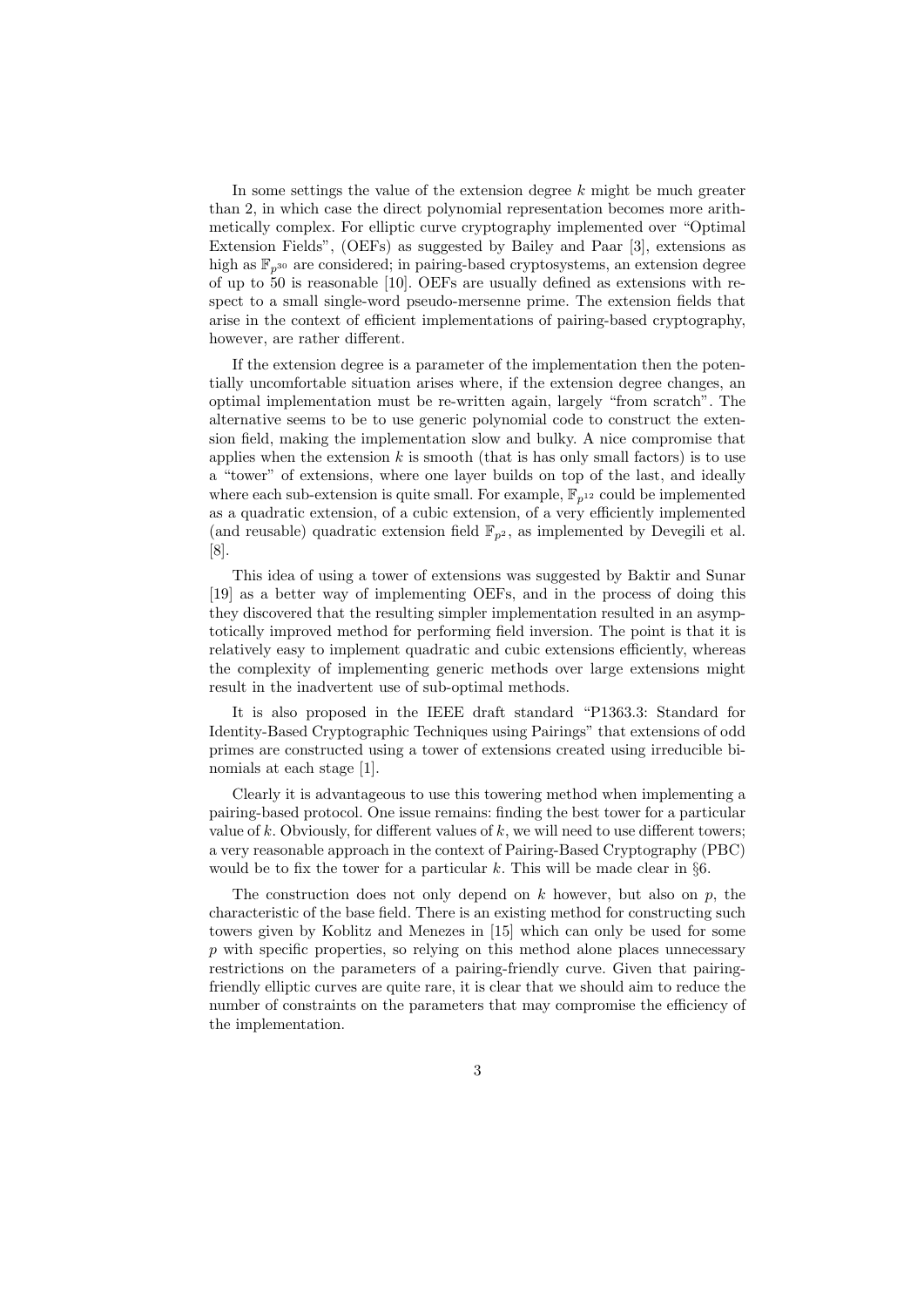In some settings the value of the extension degree $k$ might be much greater than 2, in which case the direct polynomial representation becomes more arithmetically complex. For elliptic curve cryptography implemented over "Optimal Extension Fields", (OEFs) as suggested by Bailey and Paar [3], extensions as high as $\mathbb{F}_{p^{30}}$ are considered; in pairing-based cryptosystems, an extension degree of up to 50 is reasonable [10]. OEFs are usually defined as extensions with respect to a small single-word pseudo-mersenne prime. The extension fields that arise in the context of efficient implementations of pairing-based cryptography, however, are rather different.

If the extension degree is a parameter of the implementation then the potentially uncomfortable situation arises where, if the extension degree changes, an optimal implementation must be re-written again, largely "from scratch". The alternative seems to be to use generic polynomial code to construct the extension field, making the implementation slow and bulky. A nice compromise that applies when the extension $k$ is smooth (that is has only small factors) is to use a "tower" of extensions, where one layer builds on top of the last, and ideally where each sub-extension is quite small. For example, $\mathbb{F}_{p^{12}}$ could be implemented as a quadratic extension, of a cubic extension, of a very efficiently implemented (and reusable) quadratic extension field $\mathbb{F}_{p^2}$, as implemented by Devegili et al. [8].

This idea of using a tower of extensions was suggested by Baktir and Sunar [19] as a better way of implementing OEFs, and in the process of doing this they discovered that the resulting simpler implementation resulted in an asymptotically improved method for performing field inversion. The point is that it is relatively easy to implement quadratic and cubic extensions efficiently, whereas the complexity of implementing generic methods over large extensions might result in the inadvertent use of sub-optimal methods.

It is also proposed in the IEEE draft standard "P1363.3: Standard for Identity-Based Cryptographic Techniques using Pairings" that extensions of odd primes are constructed using a tower of extensions created using irreducible binomials at each stage [1].

Clearly it is advantageous to use this towering method when implementing a pairing-based protocol. One issue remains: finding the best tower for a particular value of $k$. Obviously, for different values of $k$, we will need to use different towers; a very reasonable approach in the context of Pairing-Based Cryptography (PBC) would be to fix the tower for a particular $k$. This will be made clear in §6.

The construction does not only depend on $k$ however, but also on $p$, the characteristic of the base field. There is an existing method for constructing such towers given by Koblitz and Menezes in [15] which can only be used for some $p$ with specific properties, so relying on this method alone places unnecessary restrictions on the parameters of a pairing-friendly curve. Given that pairing-friendly elliptic curves are quite rare, it is clear that we should aim to reduce the number of constraints on the parameters that may compromise the efficiency of the implementation.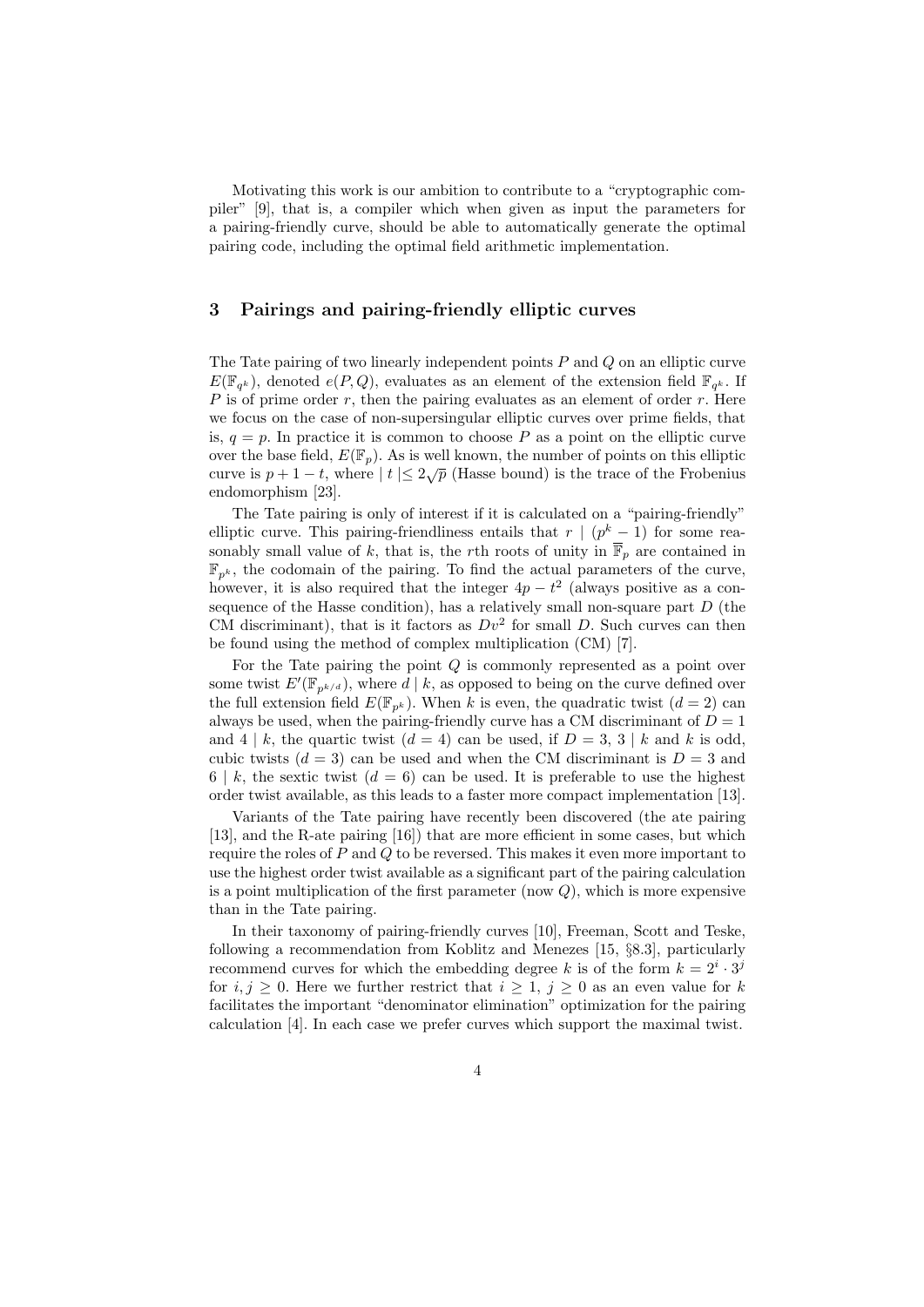Motivating this work is our ambition to contribute to a "cryptographic compiler" [9], that is, a compiler which when given as input the parameters for a pairing-friendly curve, should be able to automatically generate the optimal pairing code, including the optimal field arithmetic implementation.

## 3 Pairings and pairing-friendly elliptic curves

The Tate pairing of two linearly independent points $P$ and $Q$ on an elliptic curve $E(\mathbb{F}_{q^k})$, denoted $e(P, Q)$, evaluates as an element of the extension field $\mathbb{F}_{q^k}$. If $P$ is of prime order $r$, then the pairing evaluates as an element of order $r$. Here we focus on the case of non-supersingular elliptic curves over prime fields, that is, $q = p$. In practice it is common to choose $P$ as a point on the elliptic curve over the base field, $E(\mathbb{F}_p)$. As is well known, the number of points on this elliptic curve is $p + 1 - t$, where $| t | \leq 2\sqrt{p}$ (Hasse bound) is the trace of the Frobenius endomorphism [23].

The Tate pairing is only of interest if it is calculated on a "pairing-friendly" elliptic curve. This pairing-friendliness entails that $r \mid (p^k - 1)$ for some reasonably small value of $k$, that is, the $r$th roots of unity in $\overline{\mathbb{F}}_p$ are contained in $\mathbb{F}_{p^k}$, the codomain of the pairing. To find the actual parameters of the curve, however, it is also required that the integer $4p - t^2$ (always positive as a consequence of the Hasse condition), has a relatively small non-square part $D$ (the CM discriminant), that is it factors as $Dv^2$ for small $D$. Such curves can then be found using the method of complex multiplication (CM) [7].

For the Tate pairing the point $Q$ is commonly represented as a point over some twist $E'(\mathbb{F}_{p^{k/d}})$, where $d \mid k$, as opposed to being on the curve defined over the full extension field $E(\mathbb{F}_{p^k})$. When $k$ is even, the quadratic twist ($d = 2$) can always be used, when the pairing-friendly curve has a CM discriminant of $D = 1$ and $4 \mid k$, the quartic twist ($d = 4$) can be used, if $D = 3$, $3 \mid k$ and $k$ is odd, cubic twists ($d = 3$) can be used and when the CM discriminant is $D = 3$ and $6 \mid k$, the sextic twist ($d = 6$) can be used. It is preferable to use the highest order twist available, as this leads to a faster more compact implementation [13].

Variants of the Tate pairing have recently been discovered (the ate pairing [13], and the R-ate pairing [16]) that are more efficient in some cases, but which require the roles of $P$ and $Q$ to be reversed. This makes it even more important to use the highest order twist available as a significant part of the pairing calculation is a point multiplication of the first parameter (now $Q$), which is more expensive than in the Tate pairing.

In their taxonomy of pairing-friendly curves [10], Freeman, Scott and Teske, following a recommendation from Koblitz and Menezes [15, §8.3], particularly recommend curves for which the embedding degree $k$ is of the form $k = 2^i \cdot 3^j$ for $i, j \geq 0$. Here we further restrict that $i \geq 1$, $j \geq 0$ as an even value for $k$ facilitates the important "denominator elimination" optimization for the pairing calculation [4]. In each case we prefer curves which support the maximal twist.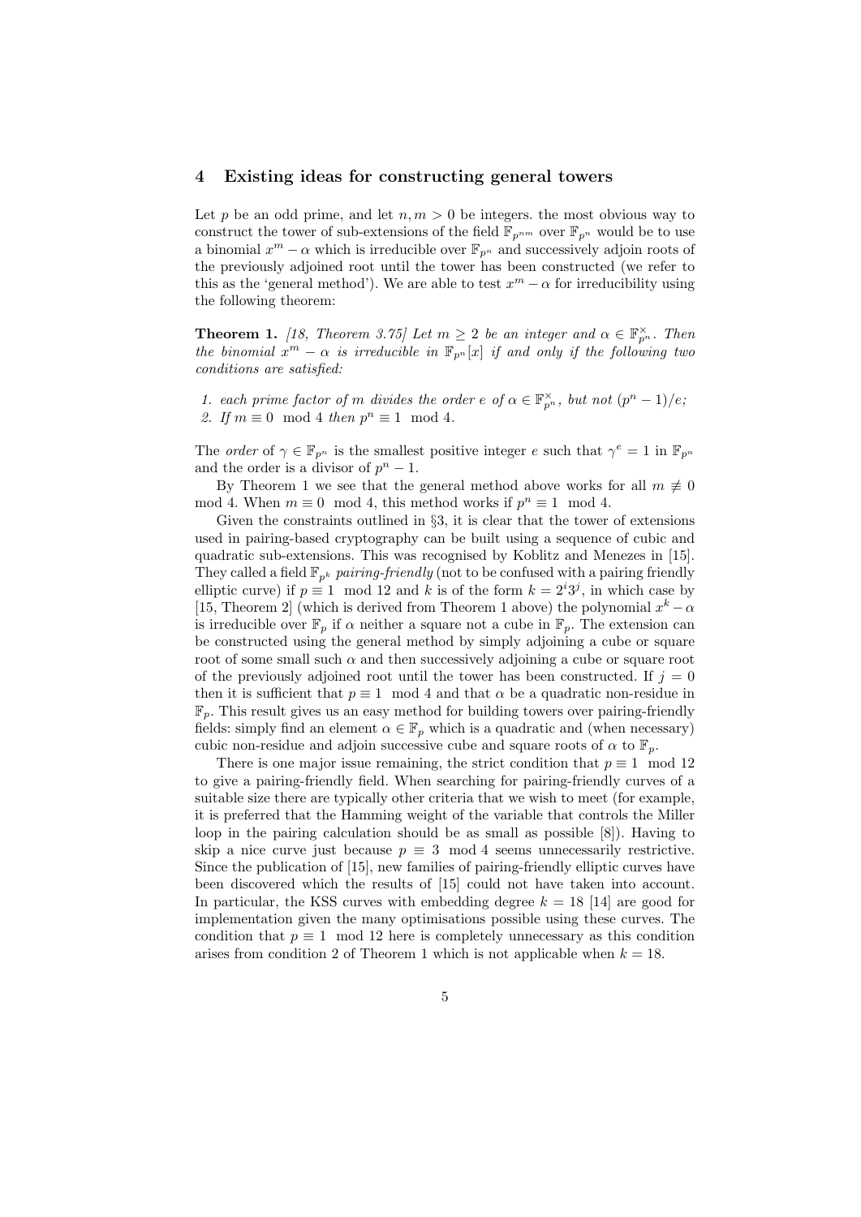## 4 Existing ideas for constructing general towers

Let $p$ be an odd prime, and let $n, m > 0$ be integers. the most obvious way to construct the tower of sub-extensions of the field $\mathbb{F}_{p^{nm}}$ over $\mathbb{F}_{p^n}$ would be to use a binomial $x^m - \alpha$ which is irreducible over $\mathbb{F}_{p^n}$ and successively adjoin roots of the previously adjoined root until the tower has been constructed (we refer to this as the 'general method'). We are able to test $x^m - \alpha$ for irreducibility using the following theorem:

**Theorem 1.** *[18, Theorem 3.75] Let $m \geq 2$ be an integer and $\alpha \in \mathbb{F}_{p^n}^{\times}$. Then the binomial $x^m - \alpha$ is irreducible in $\mathbb{F}_{p^n}[x]$ if and only if the following two conditions are satisfied:*

1. *each prime factor of $m$ divides the order $e$ of $\alpha \in \mathbb{F}_{p^n}^{\times}$, but not $(p^n - 1)/e$;*
2. *If $m \equiv 0 \mod 4$ then $p^n \equiv 1 \mod 4$.*

The *order* of $\gamma \in \mathbb{F}_{p^n}$ is the smallest positive integer $e$ such that $\gamma^e = 1$ in $\mathbb{F}_{p^n}$ and the order is a divisor of $p^n - 1$.

By Theorem 1 we see that the general method above works for all $m \not\equiv 0 \mod 4$. When $m \equiv 0 \mod 4$, this method works if $p^n \equiv 1 \mod 4$.

Given the constraints outlined in §3, it is clear that the tower of extensions used in pairing-based cryptography can be built using a sequence of cubic and quadratic sub-extensions. This was recognised by Koblitz and Menezes in [15]. They called a field $\mathbb{F}_{p^k}$ *pairing-friendly* (not to be confused with a pairing friendly elliptic curve) if $p \equiv 1 \mod 12$ and $k$ is of the form $k = 2^i 3^j$, in which case by [15, Theorem 2] (which is derived from Theorem 1 above) the polynomial $x^k - \alpha$ is irreducible over $\mathbb{F}_p$ if $\alpha$ neither a square not a cube in $\mathbb{F}_p$. The extension can be constructed using the general method by simply adjoining a cube or square root of some small such $\alpha$ and then successively adjoining a cube or square root of the previously adjoined root until the tower has been constructed. If $j = 0$ then it is sufficient that $p \equiv 1 \mod 4$ and that $\alpha$ be a quadratic non-residue in $\mathbb{F}_p$. This result gives us an easy method for building towers over pairing-friendly fields: simply find an element $\alpha \in \mathbb{F}_p$ which is a quadratic and (when necessary) cubic non-residue and adjoin successive cube and square roots of $\alpha$ to $\mathbb{F}_p$.

There is one major issue remaining, the strict condition that $p \equiv 1 \mod 12$ to give a pairing-friendly field. When searching for pairing-friendly curves of a suitable size there are typically other criteria that we wish to meet (for example, it is preferred that the Hamming weight of the variable that controls the Miller loop in the pairing calculation should be as small as possible [8]). Having to skip a nice curve just because $p \equiv 3 \mod 4$ seems unnecessarily restrictive. Since the publication of [15], new families of pairing-friendly elliptic curves have been discovered which the results of [15] could not have taken into account. In particular, the KSS curves with embedding degree $k = 18$ [14] are good for implementation given the many optimisations possible using these curves. The condition that $p \equiv 1 \mod 12$ here is completely unnecessary as this condition arises from condition 2 of Theorem 1 which is not applicable when $k = 18$.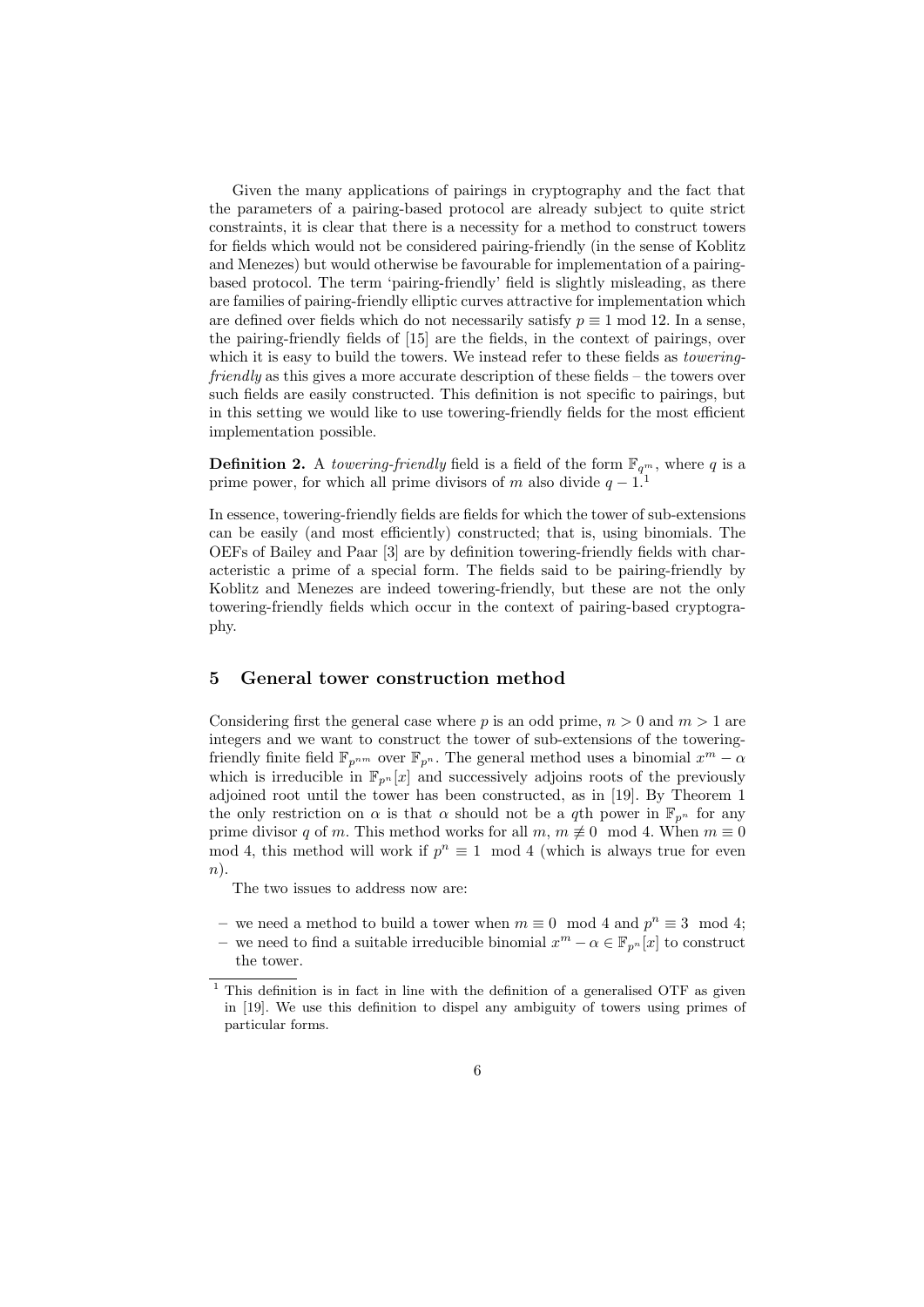Given the many applications of pairings in cryptography and the fact that the parameters of a pairing-based protocol are already subject to quite strict constraints, it is clear that there is a necessity for a method to construct towers for fields which would not be considered pairing-friendly (in the sense of Koblitz and Menezes) but would otherwise be favourable for implementation of a pairing-based protocol. The term 'pairing-friendly' field is slightly misleading, as there are families of pairing-friendly elliptic curves attractive for implementation which are defined over fields which do not necessarily satisfy $p \equiv 1 \bmod 12$. In a sense, the pairing-friendly fields of [15] are the fields, in the context of pairings, over which it is easy to build the towers. We instead refer to these fields as *towering-friendly* as this gives a more accurate description of these fields – the towers over such fields are easily constructed. This definition is not specific to pairings, but in this setting we would like to use towering-friendly fields for the most efficient implementation possible.

**Definition 2.** A *towering-friendly* field is a field of the form $\mathbb{F}_{q^m}$, where $q$ is a prime power, for which all prime divisors of $m$ also divide $q - 1$.[1]

In essence, towering-friendly fields are fields for which the tower of sub-extensions can be easily (and most efficiently) constructed; that is, using binomials. The OEFs of Bailey and Paar [3] are by definition towering-friendly fields with characteristic a prime of a special form. The fields said to be pairing-friendly by Koblitz and Menezes are indeed towering-friendly, but these are not the only towering-friendly fields which occur in the context of pairing-based cryptography.

## 5 General tower construction method

Considering first the general case where $p$ is an odd prime, $n > 0$ and $m > 1$ are integers and we want to construct the tower of sub-extensions of the towering-friendly finite field $\mathbb{F}_{p^{nm}}$ over $\mathbb{F}_{p^n}$. The general method uses a binomial $x^m - \alpha$ which is irreducible in $\mathbb{F}_{p^n}[x]$ and successively adjoins roots of the previously adjoined root until the tower has been constructed, as in [19]. By Theorem 1 the only restriction on $\alpha$ is that $\alpha$ should not be a $q$th power in $\mathbb{F}_{p^n}$ for any prime divisor $q$ of $m$. This method works for all $m$, $m \not\equiv 0 \mod 4$. When $m \equiv 0 \mod 4$, this method will work if $p^n \equiv 1 \mod 4$ (which is always true for even $n$).

The two issues to address now are:

- we need a method to build a tower when $m \equiv 0 \mod 4$ and $p^n \equiv 3 \mod 4$;
- we need to find a suitable irreducible binomial $x^m - \alpha \in \mathbb{F}_{p^n}[x]$ to construct the tower.

[1] This definition is in fact in line with the definition of a generalised OTF as given in [19]. We use this definition to dispel any ambiguity of towers using primes of particular forms.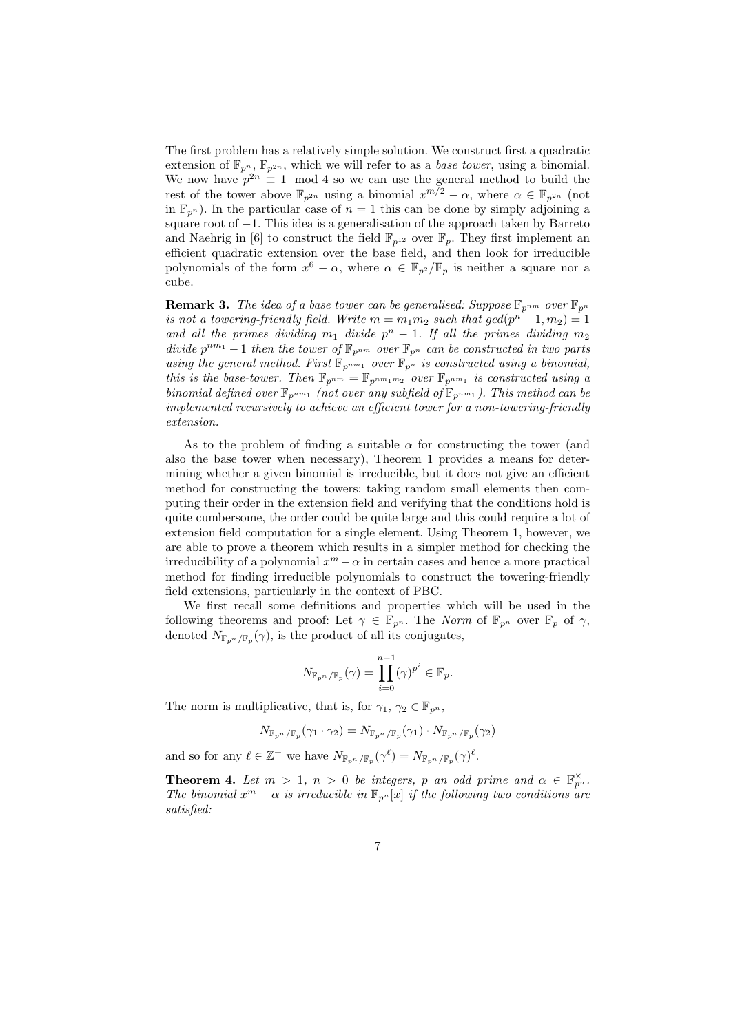The first problem has a relatively simple solution. We construct first a quadratic extension of $\mathbb{F}_{p^n}$, $\mathbb{F}_{p^{2n}}$, which we will refer to as a *base tower*, using a binomial. We now have $p^{2n} \equiv 1 \mod 4$ so we can use the general method to build the rest of the tower above $\mathbb{F}_{p^{2n}}$ using a binomial $x^{m/2} - \alpha$, where $\alpha \in \mathbb{F}_{p^{2n}}$ (not in $\mathbb{F}_{p^n}$). In the particular case of $n = 1$ this can be done by simply adjoining a square root of $-1$. This idea is a generalisation of the approach taken by Barreto and Naehrig in [6] to construct the field $\mathbb{F}_{p^{12}}$ over $\mathbb{F}_p$. They first implement an efficient quadratic extension over the base field, and then look for irreducible polynomials of the form $x^6 - \alpha$, where $\alpha \in \mathbb{F}_{p^2}/\mathbb{F}_p$ is neither a square nor a cube.

**Remark 3.** *The idea of a base tower can be generalised: Suppose $\mathbb{F}_{p^{nm}}$ over $\mathbb{F}_{p^n}$ is not a towering-friendly field. Write $m = m_1 m_2$ such that $gcd(p^n - 1, m_2) = 1$ and all the primes dividing $m_1$ divide $p^n - 1$. If all the primes dividing $m_2$ divide $p^{nm_1} - 1$ then the tower of $\mathbb{F}_{p^{nm}}$ over $\mathbb{F}_{p^n}$ can be constructed in two parts using the general method. First $\mathbb{F}_{p^{nm_1}}$ over $\mathbb{F}_{p^n}$ is constructed using a binomial, this is the base-tower. Then $\mathbb{F}_{p^{nm}} = \mathbb{F}_{p^{nm_1 m_2}}$ over $\mathbb{F}_{p^{nm_1}}$ is constructed using a binomial defined over $\mathbb{F}_{p^{nm_1}}$ (not over any subfield of $\mathbb{F}_{p^{nm_1}}$). This method can be implemented recursively to achieve an efficient tower for a non-towering-friendly extension.*

As to the problem of finding a suitable $\alpha$ for constructing the tower (and also the base tower when necessary), Theorem 1 provides a means for determining whether a given binomial is irreducible, but it does not give an efficient method for constructing the towers: taking random small elements then computing their order in the extension field and verifying that the conditions hold is quite cumbersome, the order could be quite large and this could require a lot of extension field computation for a single element. Using Theorem 1, however, we are able to prove a theorem which results in a simpler method for checking the irreducibility of a polynomial $x^m - \alpha$ in certain cases and hence a more practical method for finding irreducible polynomials to construct the towering-friendly field extensions, particularly in the context of PBC.

We first recall some definitions and properties which will be used in the following theorems and proof: Let $\gamma \in \mathbb{F}_{p^n}$. The *Norm* of $\mathbb{F}_{p^n}$ over $\mathbb{F}_p$ of $\gamma$, denoted $N_{\mathbb{F}_{p^n}/\mathbb{F}_p}(\gamma)$, is the product of all its conjugates,

$$N_{\mathbb{F}_{p^n}/\mathbb{F}_p}(\gamma) = \prod_{i=0}^{n-1} (\gamma)^{p^i} \in \mathbb{F}_p.$$

The norm is multiplicative, that is, for $\gamma_1, \gamma_2 \in \mathbb{F}_{p^n}$,

$$N_{\mathbb{F}_{p^n}/\mathbb{F}_p}(\gamma_1 \cdot \gamma_2) = N_{\mathbb{F}_{p^n}/\mathbb{F}_p}(\gamma_1) \cdot N_{\mathbb{F}_{p^n}/\mathbb{F}_p}(\gamma_2)$$

and so for any $\ell \in \mathbb{Z}^+$ we have $N_{\mathbb{F}_{p^n}/\mathbb{F}_p}(\gamma^\ell) = N_{\mathbb{F}_{p^n}/\mathbb{F}_p}(\gamma)^\ell$.

**Theorem 4.** *Let $m > 1$, $n > 0$ be integers, $p$ an odd prime and $\alpha \in \mathbb{F}_{p^n}^\times$. The binomial $x^m - \alpha$ is irreducible in $\mathbb{F}_{p^n}[x]$ if the following two conditions are satisfied:*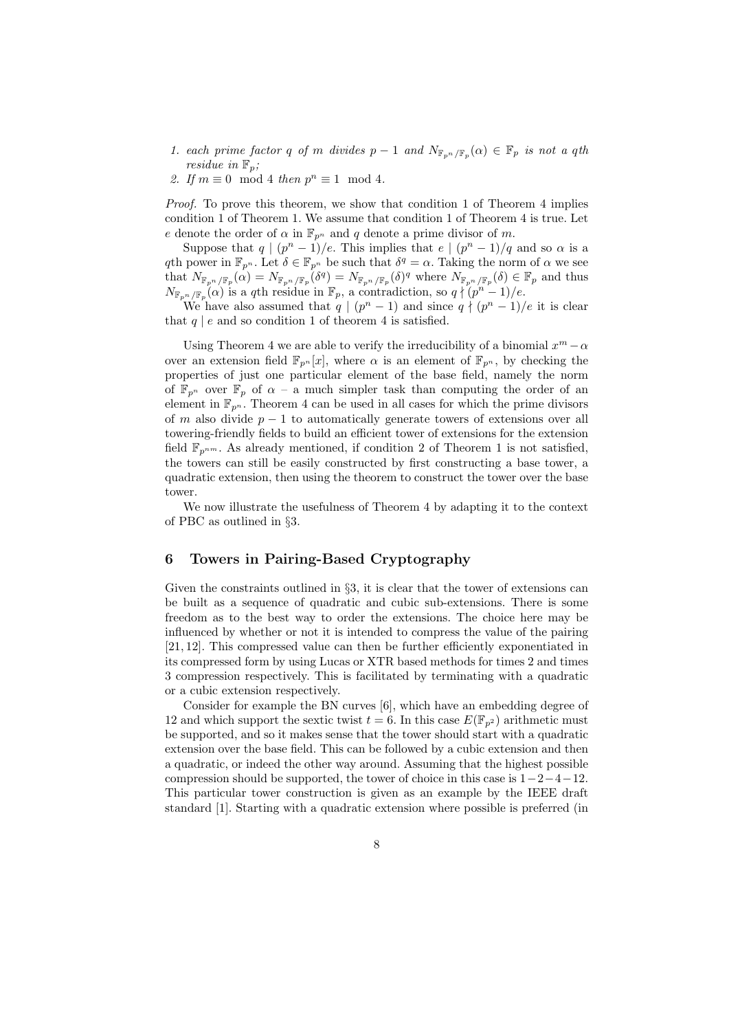1. *each prime factor $q$ of $m$ divides $p-1$ and $N_{\mathbb{F}_{p^n}/\mathbb{F}_p}(\alpha) \in \mathbb{F}_p$ is not a $q$th residue in $\mathbb{F}_p$;*
2. *If $m \equiv 0 \mod 4$ then $p^n \equiv 1 \mod 4$.*

*Proof.* To prove this theorem, we show that condition 1 of Theorem 4 implies condition 1 of Theorem 1. We assume that condition 1 of Theorem 4 is true. Let $e$ denote the order of $\alpha$ in $\mathbb{F}_{p^n}$ and $q$ denote a prime divisor of $m$.

Suppose that $q \mid (p^n-1)/e$. This implies that $e \mid (p^n-1)/q$ and so $\alpha$ is a $q$th power in $\mathbb{F}_{p^n}$. Let $\delta \in \mathbb{F}_{p^n}$ be such that $\delta^q = \alpha$. Taking the norm of $\alpha$ we see that $N_{\mathbb{F}_{p^n}/\mathbb{F}_p}(\alpha) = N_{\mathbb{F}_{p^n}/\mathbb{F}_p}(\delta^q) = N_{\mathbb{F}_{p^n}/\mathbb{F}_p}(\delta)^q$ where $N_{\mathbb{F}_{p^n}/\mathbb{F}_p}(\delta) \in \mathbb{F}_p$ and thus $N_{\mathbb{F}_{p^n}/\mathbb{F}_p}(\alpha)$ is a $q$th residue in $\mathbb{F}_p$, a contradiction, so $q \nmid (p^n-1)/e$.

We have also assumed that $q \mid (p^n-1)$ and since $q \nmid (p^n-1)/e$ it is clear that $q \mid e$ and so condition 1 of theorem 4 is satisfied.

Using Theorem 4 we are able to verify the irreducibility of a binomial $x^m - \alpha$ over an extension field $\mathbb{F}_{p^n}[x]$, where $\alpha$ is an element of $\mathbb{F}_{p^n}$, by checking the properties of just one particular element of the base field, namely the norm of $\mathbb{F}_{p^n}$ over $\mathbb{F}_p$ of $\alpha$ – a much simpler task than computing the order of an element in $\mathbb{F}_{p^n}$. Theorem 4 can be used in all cases for which the prime divisors of $m$ also divide $p-1$ to automatically generate towers of extensions over all towering-friendly fields to build an efficient tower of extensions for the extension field $\mathbb{F}_{p^{nm}}$. As already mentioned, if condition 2 of Theorem 1 is not satisfied, the towers can still be easily constructed by first constructing a base tower, a quadratic extension, then using the theorem to construct the tower over the base tower.

We now illustrate the usefulness of Theorem 4 by adapting it to the context of PBC as outlined in §3.

## 6 Towers in Pairing-Based Cryptography

Given the constraints outlined in §3, it is clear that the tower of extensions can be built as a sequence of quadratic and cubic sub-extensions. There is some freedom as to the best way to order the extensions. The choice here may be influenced by whether or not it is intended to compress the value of the pairing [21, 12]. This compressed value can then be further efficiently exponentiated in its compressed form by using Lucas or XTR based methods for times 2 and times 3 compression respectively. This is facilitated by terminating with a quadratic or a cubic extension respectively.

Consider for example the BN curves [6], which have an embedding degree of 12 and which support the sextic twist $t = 6$. In this case $E(\mathbb{F}_{p^2})$ arithmetic must be supported, and so it makes sense that the tower should start with a quadratic extension over the base field. This can be followed by a cubic extension and then a quadratic, or indeed the other way around. Assuming that the highest possible compression should be supported, the tower of choice in this case is $1-2-4-12$. This particular tower construction is given as an example by the IEEE draft standard [1]. Starting with a quadratic extension where possible is preferred (in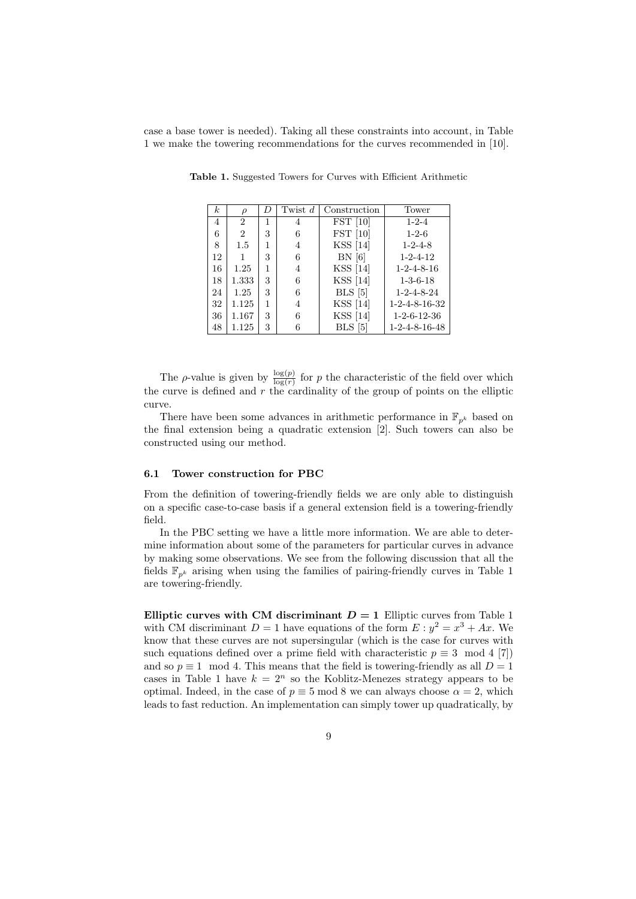case a base tower is needed). Taking all these constraints into account, in Table 1 we make the towering recommendations for the curves recommended in [10].

**Table 1.** Suggested Towers for Curves with Efficient Arithmetic

| $k$ | $\rho$ | $D$ | Twist $d$ | Construction | Tower |
|---|---|---|---|---|---|
| 4 | 2 | 1 | 4 | FST [10] | 1-2-4 |
| 6 | 2 | 3 | 6 | FST [10] | 1-2-6 |
| 8 | 1.5 | 1 | 4 | KSS [14] | 1-2-4-8 |
| 12 | 1 | 3 | 6 | BN [6] | 1-2-4-12 |
| 16 | 1.25 | 1 | 4 | KSS [14] | 1-2-4-8-16 |
| 18 | 1.333 | 3 | 6 | KSS [14] | 1-3-6-18 |
| 24 | 1.25 | 3 | 6 | BLS [5] | 1-2-4-8-24 |
| 32 | 1.125 | 1 | 4 | KSS [14] | 1-2-4-8-16-32 |
| 36 | 1.167 | 3 | 6 | KSS [14] | 1-2-6-12-36 |
| 48 | 1.125 | 3 | 6 | BLS [5] | 1-2-4-8-16-48 |

The $\rho$-value is given by $\frac{\log(p)}{\log(r)}$ for $p$ the characteristic of the field over which the curve is defined and $r$ the cardinality of the group of points on the elliptic curve.

There have been some advances in arithmetic performance in $\mathbb{F}_{p^k}$ based on the final extension being a quadratic extension [2]. Such towers can also be constructed using our method.

### 6.1 Tower construction for PBC

From the definition of towering-friendly fields we are only able to distinguish on a specific case-to-case basis if a general extension field is a towering-friendly field.

In the PBC setting we have a little more information. We are able to determine information about some of the parameters for particular curves in advance by making some observations. We see from the following discussion that all the fields $\mathbb{F}_{p^k}$ arising when using the families of pairing-friendly curves in Table 1 are towering-friendly.

**Elliptic curves with CM discriminant $D = 1$** Elliptic curves from Table 1 with CM discriminant $D = 1$ have equations of the form $E : y^2 = x^3 + Ax$. We know that these curves are not supersingular (which is the case for curves with such equations defined over a prime field with characteristic $p \equiv 3 \mod 4$ [7]) and so $p \equiv 1 \mod 4$. This means that the field is towering-friendly as all $D = 1$ cases in Table 1 have $k = 2^n$ so the Koblitz-Menezes strategy appears to be optimal. Indeed, in the case of $p \equiv 5 \bmod 8$ we can always choose $\alpha = 2$, which leads to fast reduction. An implementation can simply tower up quadratically, by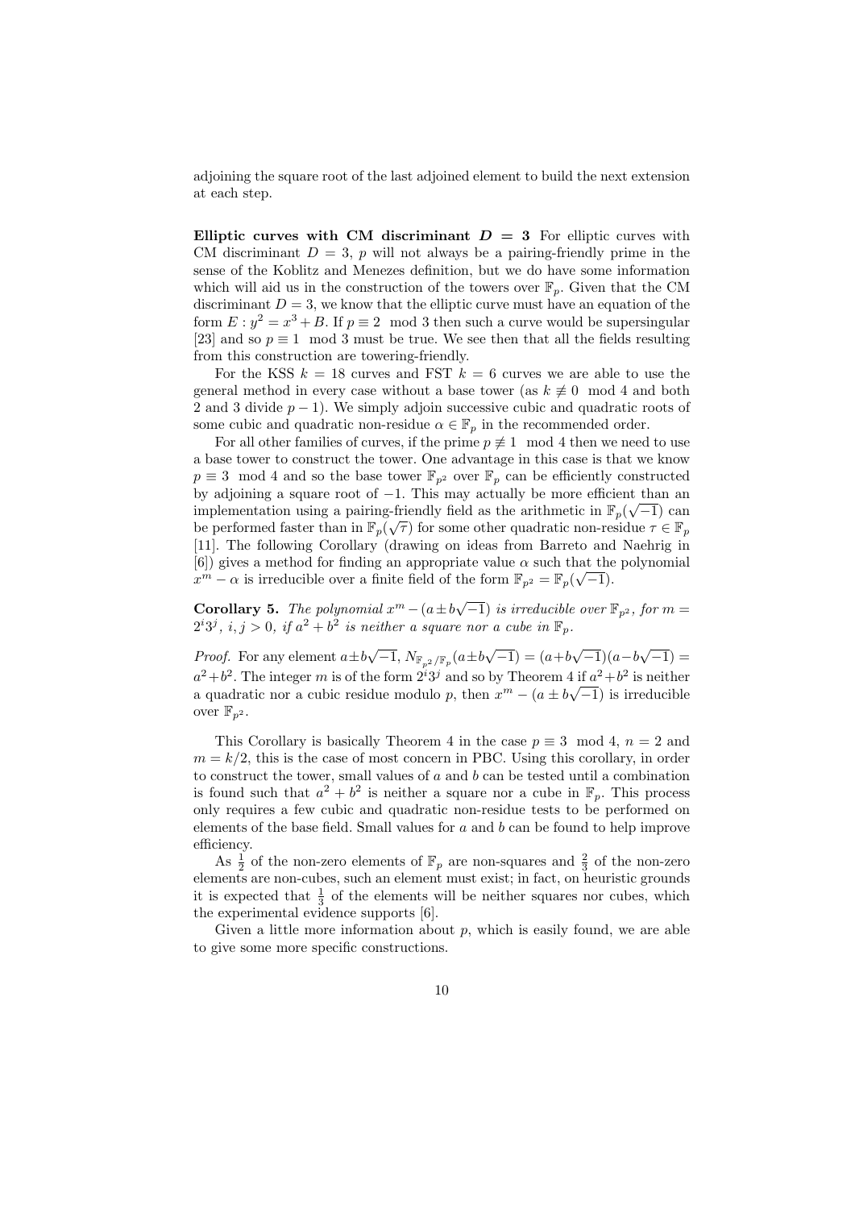adjoining the square root of the last adjoined element to build the next extension at each step.

**Elliptic curves with CM discriminant $D = 3$** For elliptic curves with CM discriminant $D = 3$, $p$ will not always be a pairing-friendly prime in the sense of the Koblitz and Menezes definition, but we do have some information which will aid us in the construction of the towers over $\mathbb{F}_p$. Given that the CM discriminant $D = 3$, we know that the elliptic curve must have an equation of the form $E : y^2 = x^3 + B$. If $p \equiv 2 \mod 3$ then such a curve would be supersingular [23] and so $p \equiv 1 \mod 3$ must be true. We see then that all the fields resulting from this construction are towering-friendly.

For the KSS $k = 18$ curves and FST $k = 6$ curves we are able to use the general method in every case without a base tower (as $k \not\equiv 0 \mod 4$ and both 2 and 3 divide $p - 1$). We simply adjoin successive cubic and quadratic roots of some cubic and quadratic non-residue $\alpha \in \mathbb{F}_p$ in the recommended order.

For all other families of curves, if the prime $p \not\equiv 1 \mod 4$ then we need to use a base tower to construct the tower. One advantage in this case is that we know $p \equiv 3 \mod 4$ and so the base tower $\mathbb{F}_{p^2}$ over $\mathbb{F}_p$ can be efficiently constructed by adjoining a square root of $-1$. This may actually be more efficient than an implementation using a pairing-friendly field as the arithmetic in $\mathbb{F}_p(\sqrt{-1})$ can be performed faster than in $\mathbb{F}_p(\sqrt{\tau})$ for some other quadratic non-residue $\tau \in \mathbb{F}_p$ [11]. The following Corollary (drawing on ideas from Barreto and Naehrig in [6]) gives a method for finding an appropriate value $\alpha$ such that the polynomial $x^m - \alpha$ is irreducible over a finite field of the form $\mathbb{F}_{p^2} = \mathbb{F}_p(\sqrt{-1})$.

**Corollary 5.** *The polynomial $x^m - (a \pm b\sqrt{-1})$ is irreducible over $\mathbb{F}_{p^2}$, for $m = 2^i 3^j$, $i, j > 0$, if $a^2 + b^2$ is neither a square nor a cube in $\mathbb{F}_p$.*

*Proof.* For any element $a \pm b\sqrt{-1}$, $N_{\mathbb{F}_{p^2}/\mathbb{F}_p}(a \pm b\sqrt{-1}) = (a + b\sqrt{-1})(a - b\sqrt{-1}) = a^2 + b^2$. The integer $m$ is of the form $2^i 3^j$ and so by Theorem 4 if $a^2 + b^2$ is neither a quadratic nor a cubic residue modulo $p$, then $x^m - (a \pm b\sqrt{-1})$ is irreducible over $\mathbb{F}_{p^2}$.

This Corollary is basically Theorem 4 in the case $p \equiv 3 \mod 4$, $n = 2$ and $m = k/2$, this is the case of most concern in PBC. Using this corollary, in order to construct the tower, small values of $a$ and $b$ can be tested until a combination is found such that $a^2 + b^2$ is neither a square nor a cube in $\mathbb{F}_p$. This process only requires a few cubic and quadratic non-residue tests to be performed on elements of the base field. Small values for $a$ and $b$ can be found to help improve efficiency.

As $\frac{1}{2}$ of the non-zero elements of $\mathbb{F}_p$ are non-squares and $\frac{2}{3}$ of the non-zero elements are non-cubes, such an element must exist; in fact, on heuristic grounds it is expected that $\frac{1}{3}$ of the elements will be neither squares nor cubes, which the experimental evidence supports [6].

Given a little more information about $p$, which is easily found, we are able to give some more specific constructions.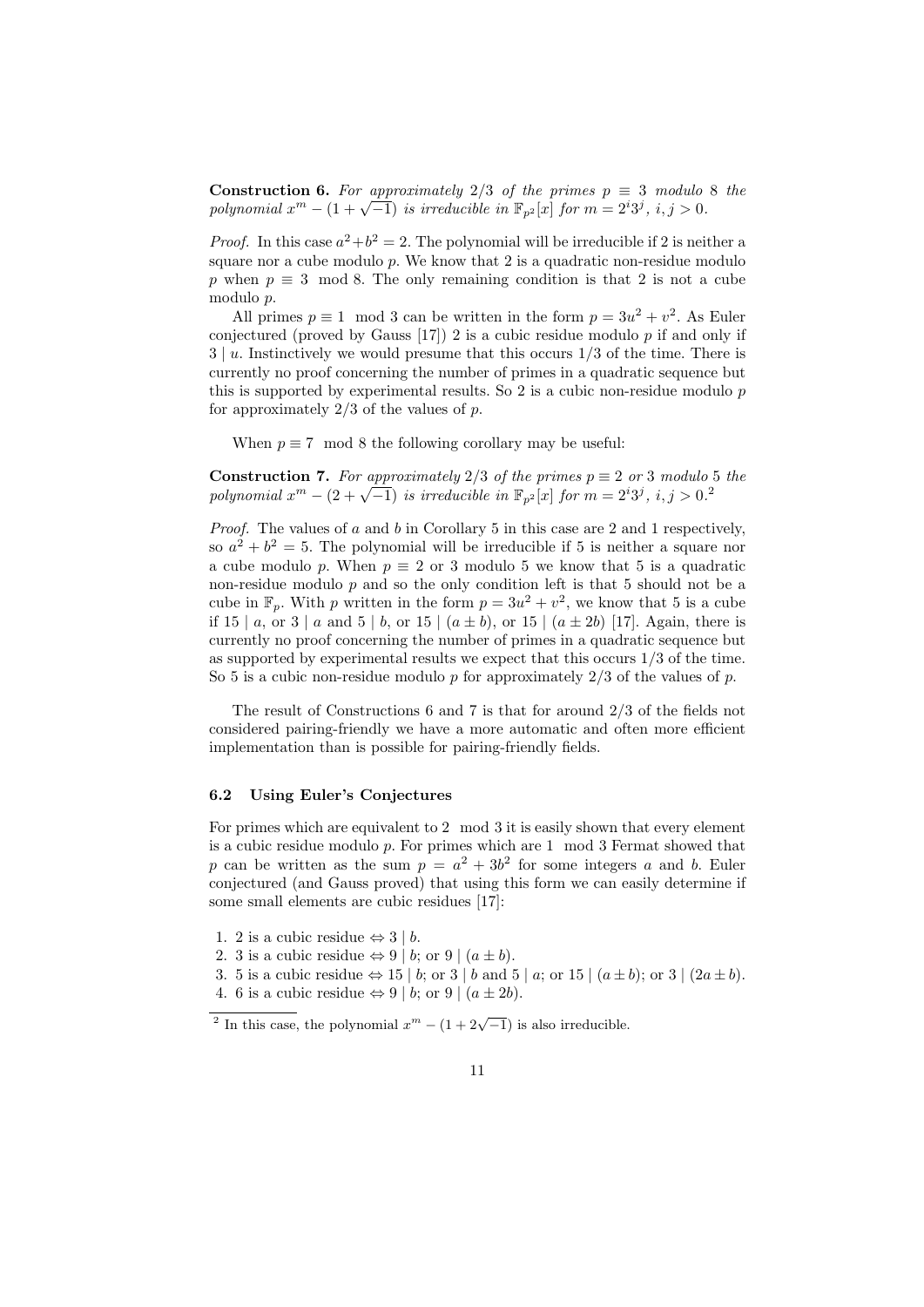**Construction 6.** *For approximately 2/3 of the primes $p \equiv 3$ modulo 8 the polynomial $x^m - (1+\sqrt{-1})$ is irreducible in $\mathbb{F}_{p^2}[x]$ for $m = 2^i 3^j$, $i, j > 0$.*

*Proof.* In this case $a^2+b^2 = 2$. The polynomial will be irreducible if 2 is neither a square nor a cube modulo $p$. We know that 2 is a quadratic non-residue modulo $p$ when $p \equiv 3 \mod 8$. The only remaining condition is that 2 is not a cube modulo $p$.

All primes $p \equiv 1 \mod 3$ can be written in the form $p = 3u^2 + v^2$. As Euler conjectured (proved by Gauss [17]) 2 is a cubic residue modulo $p$ if and only if $3 \mid u$. Instinctively we would presume that this occurs 1/3 of the time. There is currently no proof concerning the number of primes in a quadratic sequence but this is supported by experimental results. So 2 is a cubic non-residue modulo $p$ for approximately 2/3 of the values of $p$.

When $p \equiv 7 \mod 8$ the following corollary may be useful:

**Construction 7.** *For approximately 2/3 of the primes $p \equiv 2$ or 3 modulo 5 the polynomial $x^m - (2+\sqrt{-1})$ is irreducible in $\mathbb{F}_{p^2}[x]$ for $m = 2^i 3^j$, $i, j > 0$.*[2]

*Proof.* The values of $a$ and $b$ in Corollary 5 in this case are 2 and 1 respectively, so $a^2 + b^2 = 5$. The polynomial will be irreducible if 5 is neither a square nor a cube modulo $p$. When $p \equiv 2$ or 3 modulo 5 we know that 5 is a quadratic non-residue modulo $p$ and so the only condition left is that 5 should not be a cube in $\mathbb{F}_p$. With $p$ written in the form $p = 3u^2 + v^2$, we know that 5 is a cube if $15 \mid a$, or $3 \mid a$ and $5 \mid b$, or $15 \mid (a \pm b)$, or $15 \mid (a \pm 2b)$ [17]. Again, there is currently no proof concerning the number of primes in a quadratic sequence but as supported by experimental results we expect that this occurs 1/3 of the time. So 5 is a cubic non-residue modulo $p$ for approximately 2/3 of the values of $p$.

The result of Constructions 6 and 7 is that for around 2/3 of the fields not considered pairing-friendly we have a more automatic and often more efficient implementation than is possible for pairing-friendly fields.

### 6.2 Using Euler's Conjectures

For primes which are equivalent to $2 \mod 3$ it is easily shown that every element is a cubic residue modulo $p$. For primes which are $1 \mod 3$ Fermat showed that $p$ can be written as the sum $p = a^2 + 3b^2$ for some integers $a$ and $b$. Euler conjectured (and Gauss proved) that using this form we can easily determine if some small elements are cubic residues [17]:

1. 2 is a cubic residue $\Leftrightarrow 3 \mid b$.
2. 3 is a cubic residue $\Leftrightarrow 9 \mid b$; or $9 \mid (a \pm b)$.
3. 5 is a cubic residue $\Leftrightarrow 15 \mid b$; or $3 \mid b$ and $5 \mid a$; or $15 \mid (a \pm b)$; or $3 \mid (2a \pm b)$.
4. 6 is a cubic residue $\Leftrightarrow 9 \mid b$; or $9 \mid (a \pm 2b)$.

[2] In this case, the polynomial $x^m - (1+2\sqrt{-1})$ is also irreducible.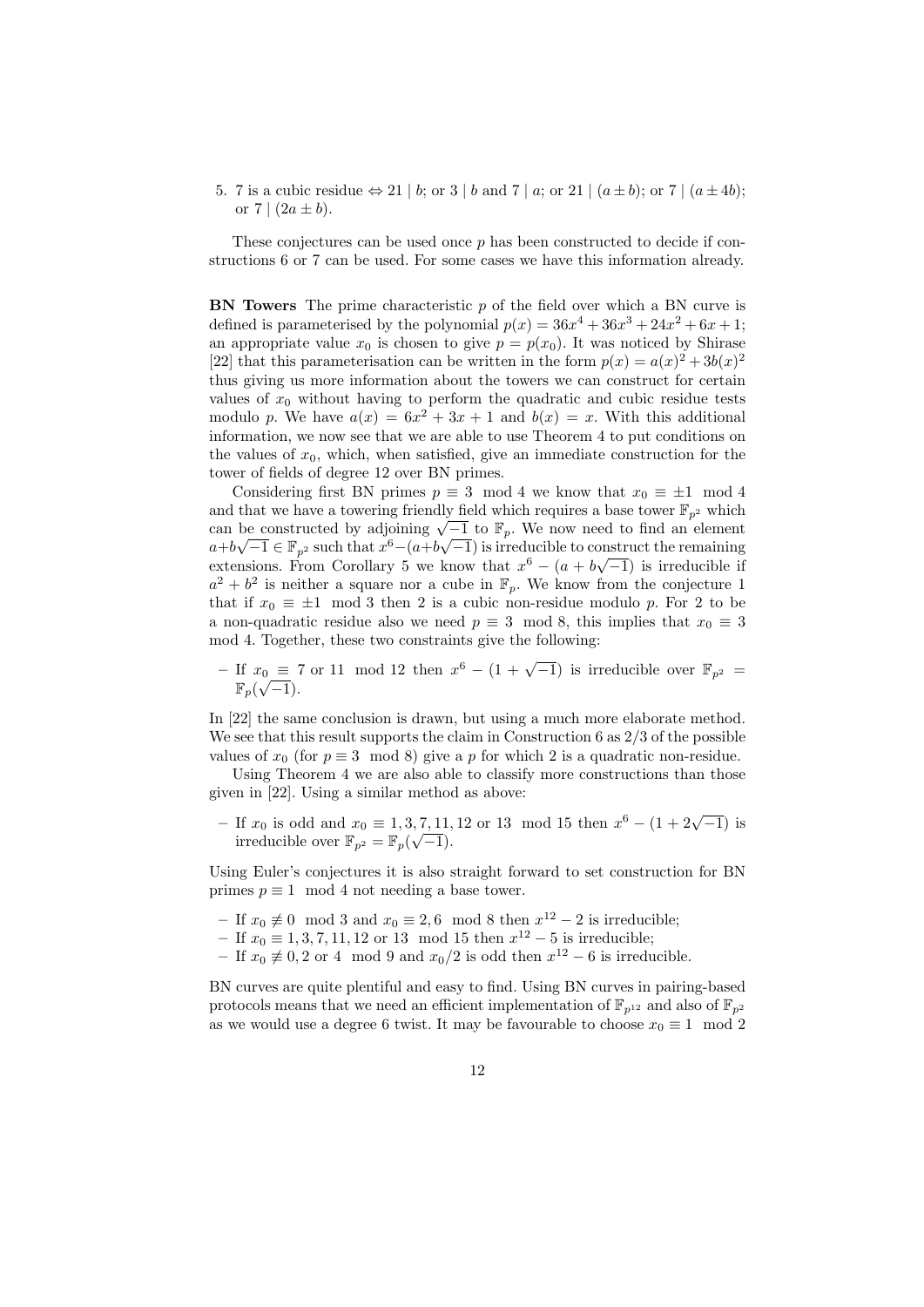5. 7 is a cubic residue $\Leftrightarrow 21 \mid b$; or $3 \mid b$ and $7 \mid a$; or $21 \mid (a \pm b)$; or $7 \mid (a \pm 4b)$; or $7 \mid (2a \pm b)$.

These conjectures can be used once $p$ has been constructed to decide if constructions 6 or 7 can be used. For some cases we have this information already.

**BN Towers** The prime characteristic $p$ of the field over which a BN curve is defined is parameterised by the polynomial $p(x) = 36x^4 + 36x^3 + 24x^2 + 6x + 1$; an appropriate value $x_0$ is chosen to give $p = p(x_0)$. It was noticed by Shirase [22] that this parameterisation can be written in the form $p(x) = a(x)^2 + 3b(x)^2$ thus giving us more information about the towers we can construct for certain values of $x_0$ without having to perform the quadratic and cubic residue tests modulo $p$. We have $a(x) = 6x^2 + 3x + 1$ and $b(x) = x$. With this additional information, we now see that we are able to use Theorem 4 to put conditions on the values of $x_0$, which, when satisfied, give an immediate construction for the tower of fields of degree 12 over BN primes.

Considering first BN primes $p \equiv 3 \mod 4$ we know that $x_0 \equiv \pm 1 \mod 4$ and that we have a towering friendly field which requires a base tower $\mathbb{F}_{p^2}$ which can be constructed by adjoining $\sqrt{-1}$ to $\mathbb{F}_p$. We now need to find an element $a + b\sqrt{-1} \in \mathbb{F}_{p^2}$ such that $x^6 - (a + b\sqrt{-1})$ is irreducible to construct the remaining extensions. From Corollary 5 we know that $x^6 - (a + b\sqrt{-1})$ is irreducible if $a^2 + b^2$ is neither a square nor a cube in $\mathbb{F}_p$. We know from the conjecture 1 that if $x_0 \equiv \pm 1 \mod 3$ then 2 is a cubic non-residue modulo $p$. For 2 to be a non-quadratic residue also we need $p \equiv 3 \mod 8$, this implies that $x_0 \equiv 3 \mod 4$. Together, these two constraints give the following:

– If $x_0 \equiv 7$ or $11 \mod 12$ then $x^6 - (1 + \sqrt{-1})$ is irreducible over $\mathbb{F}_{p^2} = \mathbb{F}_p(\sqrt{-1})$.

In [22] the same conclusion is drawn, but using a much more elaborate method. We see that this result supports the claim in Construction 6 as 2/3 of the possible values of $x_0$ (for $p \equiv 3 \mod 8$) give a $p$ for which 2 is a quadratic non-residue.

Using Theorem 4 we are also able to classify more constructions than those given in [22]. Using a similar method as above:

– If $x_0$ is odd and $x_0 \equiv 1, 3, 7, 11, 12$ or $13 \mod 15$ then $x^6 - (1 + 2\sqrt{-1})$ is irreducible over $\mathbb{F}_{p^2} = \mathbb{F}_p(\sqrt{-1})$.

Using Euler's conjectures it is also straight forward to set construction for BN primes $p \equiv 1 \mod 4$ not needing a base tower.

– If $x_0 \not\equiv 0 \mod 3$ and $x_0 \equiv 2, 6 \mod 8$ then $x^{12} - 2$ is irreducible;
– If $x_0 \equiv 1, 3, 7, 11, 12$ or $13 \mod 15$ then $x^{12} - 5$ is irreducible;
– If $x_0 \not\equiv 0, 2$ or $4 \mod 9$ and $x_0/2$ is odd then $x^{12} - 6$ is irreducible.

BN curves are quite plentiful and easy to find. Using BN curves in pairing-based protocols means that we need an efficient implementation of $\mathbb{F}_{p^{12}}$ and also of $\mathbb{F}_{p^2}$ as we would use a degree 6 twist. It may be favourable to choose $x_0 \equiv 1 \mod 2$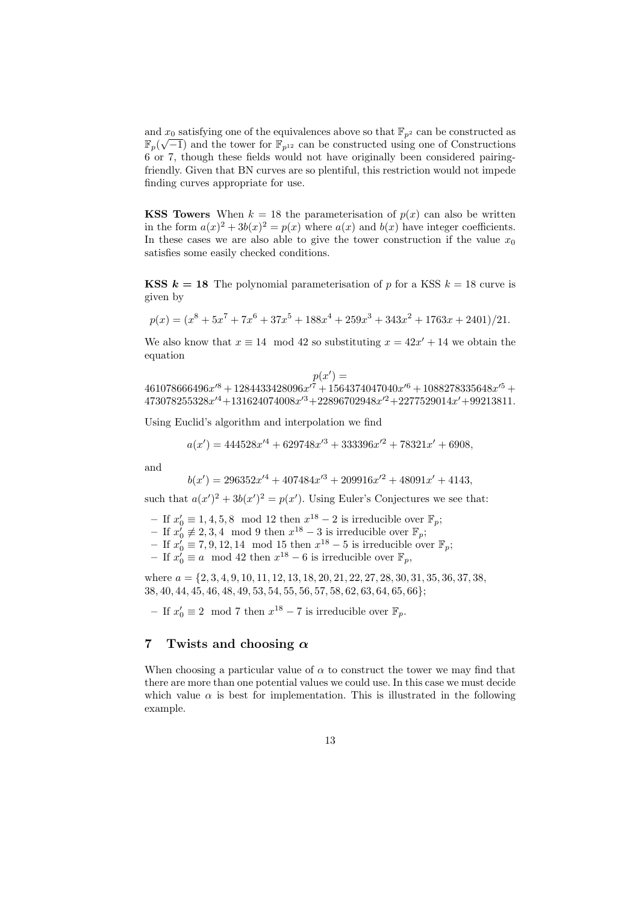and $x_0$ satisfying one of the equivalences above so that $\mathbb{F}_{p^2}$ can be constructed as $\mathbb{F}_p(\sqrt{-1})$ and the tower for $\mathbb{F}_{p^{12}}$ can be constructed using one of Constructions 6 or 7, though these fields would not have originally been considered pairing-friendly. Given that BN curves are so plentiful, this restriction would not impede finding curves appropriate for use.

**KSS Towers** When $k = 18$ the parameterisation of $p(x)$ can also be written in the form $a(x)^2 + 3b(x)^2 = p(x)$ where $a(x)$ and $b(x)$ have integer coefficients. In these cases we are also able to give the tower construction if the value $x_0$ satisfies some easily checked conditions.

**KSS $k = 18$** The polynomial parameterisation of $p$ for a KSS $k = 18$ curve is given by

$$p(x) = (x^8 + 5x^7 + 7x^6 + 37x^5 + 188x^4 + 259x^3 + 343x^2 + 1763x + 2401)/21.$$

We also know that $x \equiv 14 \mod 42$ so substituting $x = 42x' + 14$ we obtain the equation

$$p(x') = 461078666496x'^8 + 1284433428096x'^7 + 1564374047040x'^6 + 1088278335648x'^5 + 473078255328x'^4 + 131624074008x'^3 + 22896702948x'^2 + 2277529014x' + 99213811.$$

Using Euclid's algorithm and interpolation we find

$$a(x') = 444528x'^4 + 629748x'^3 + 333396x'^2 + 78321x' + 6908,$$

and

$$b(x') = 296352x'^4 + 407484x'^3 + 209916x'^2 + 48091x' + 4143,$$

such that $a(x')^2 + 3b(x')^2 = p(x')$. Using Euler's Conjectures we see that:

- If $x'_0 \equiv 1, 4, 5, 8 \mod 12$ then $x^{18} - 2$ is irreducible over $\mathbb{F}_p$;
- If $x'_0 \not\equiv 2, 3, 4 \mod 9$ then $x^{18} - 3$ is irreducible over $\mathbb{F}_p$;
- If $x'_0 \equiv 7, 9, 12, 14 \mod 15$ then $x^{18} - 5$ is irreducible over $\mathbb{F}_p$;
- If $x'_0 \equiv a \mod 42$ then $x^{18} - 6$ is irreducible over $\mathbb{F}_p$,

where $a = \{2, 3, 4, 9, 10, 11, 12, 13, 18, 20, 21, 22, 27, 28, 30, 31, 35, 36, 37, 38, 38, 40, 44, 45, 46, 48, 49, 53, 54, 55, 56, 57, 58, 62, 63, 64, 65, 66\}$;

- If $x'_0 \equiv 2 \mod 7$ then $x^{18} - 7$ is irreducible over $\mathbb{F}_p$.

## 7 Twists and choosing $\alpha$

When choosing a particular value of $\alpha$ to construct the tower we may find that there are more than one potential values we could use. In this case we must decide which value $\alpha$ is best for implementation. This is illustrated in the following example.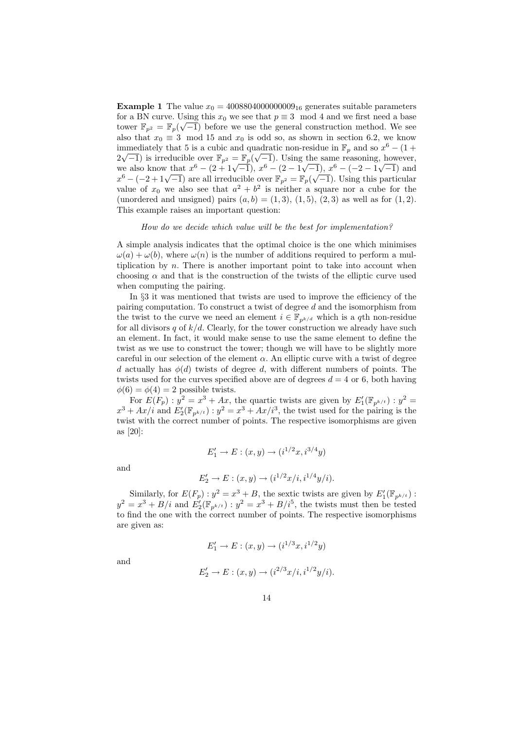**Example 1** The value $x_0 = 4008804000000009_{16}$ generates suitable parameters for a BN curve. Using this $x_0$ we see that $p \equiv 3 \mod 4$ and we first need a base tower $\mathbb{F}_{p^2} = \mathbb{F}_p(\sqrt{-1})$ before we use the general construction method. We see also that $x_0 \equiv 3 \mod 15$ and $x_0$ is odd so, as shown in section 6.2, we know immediately that 5 is a cubic and quadratic non-residue in $\mathbb{F}_p$ and so $x^6 - (1 + 2\sqrt{-1})$ is irreducible over $\mathbb{F}_{p^2} = \mathbb{F}_p(\sqrt{-1})$. Using the same reasoning, however, we also know that $x^6 - (2 + 1\sqrt{-1})$, $x^6 - (2 - 1\sqrt{-1})$, $x^6 - (-2 - 1\sqrt{-1})$ and $x^6 - (-2 + 1\sqrt{-1})$ are all irreducible over $\mathbb{F}_{p^2} = \mathbb{F}_p(\sqrt{-1})$. Using this particular value of $x_0$ we also see that $a^2 + b^2$ is neither a square nor a cube for the (unordered and unsigned) pairs $(a, b) = (1, 3)$, $(1, 5)$, $(2, 3)$ as well as for $(1, 2)$. This example raises an important question:

*How do we decide which value will be the best for implementation?*

A simple analysis indicates that the optimal choice is the one which minimises $\omega(a) + \omega(b)$, where $\omega(n)$ is the number of additions required to perform a multiplication by $n$. There is another important point to take into account when choosing $\alpha$ and that is the construction of the twists of the elliptic curve used when computing the pairing.

In §3 it was mentioned that twists are used to improve the efficiency of the pairing computation. To construct a twist of degree $d$ and the isomorphism from the twist to the curve we need an element $i \in \mathbb{F}_{p^{k/d}}$ which is a $q$th non-residue for all divisors $q$ of $k/d$. Clearly, for the tower construction we already have such an element. In fact, it would make sense to use the same element to define the twist as we use to construct the tower; though we will have to be slightly more careful in our selection of the element $\alpha$. An elliptic curve with a twist of degree $d$ actually has $\phi(d)$ twists of degree $d$, with different numbers of points. The twists used for the curves specified above are of degrees $d = 4$ or 6, both having $\phi(6) = \phi(4) = 2$ possible twists.

For $E(F_p) : y^2 = x^3 + Ax$, the quartic twists are given by $E_1'(\mathbb{F}_{p^{k/t}}) : y^2 = x^3 + Ax/i$ and $E_2'(\mathbb{F}_{p^{k/t}}) : y^2 = x^3 + Ax/i^3$, the twist used for the pairing is the twist with the correct number of points. The respective isomorphisms are given as [20]:

$$E_1' \to E : (x, y) \to (i^{1/2}x, i^{3/4}y)$$

and

$$E_2' \to E : (x, y) \to (i^{1/2}x/i, i^{1/4}y/i).$$

Similarly, for $E(F_p) : y^2 = x^3 + B$, the sextic twists are given by $E_1'(\mathbb{F}_{p^{k/t}}) : y^2 = x^3 + B/i$ and $E_2'(\mathbb{F}_{p^{k/t}}) : y^2 = x^3 + B/i^5$, the twists must then be tested to find the one with the correct number of points. The respective isomorphisms are given as:

$$E_1' \to E : (x, y) \to (i^{1/3}x, i^{1/2}y)$$

and

$$E_2' \to E : (x, y) \to (i^{2/3}x/i, i^{1/2}y/i).$$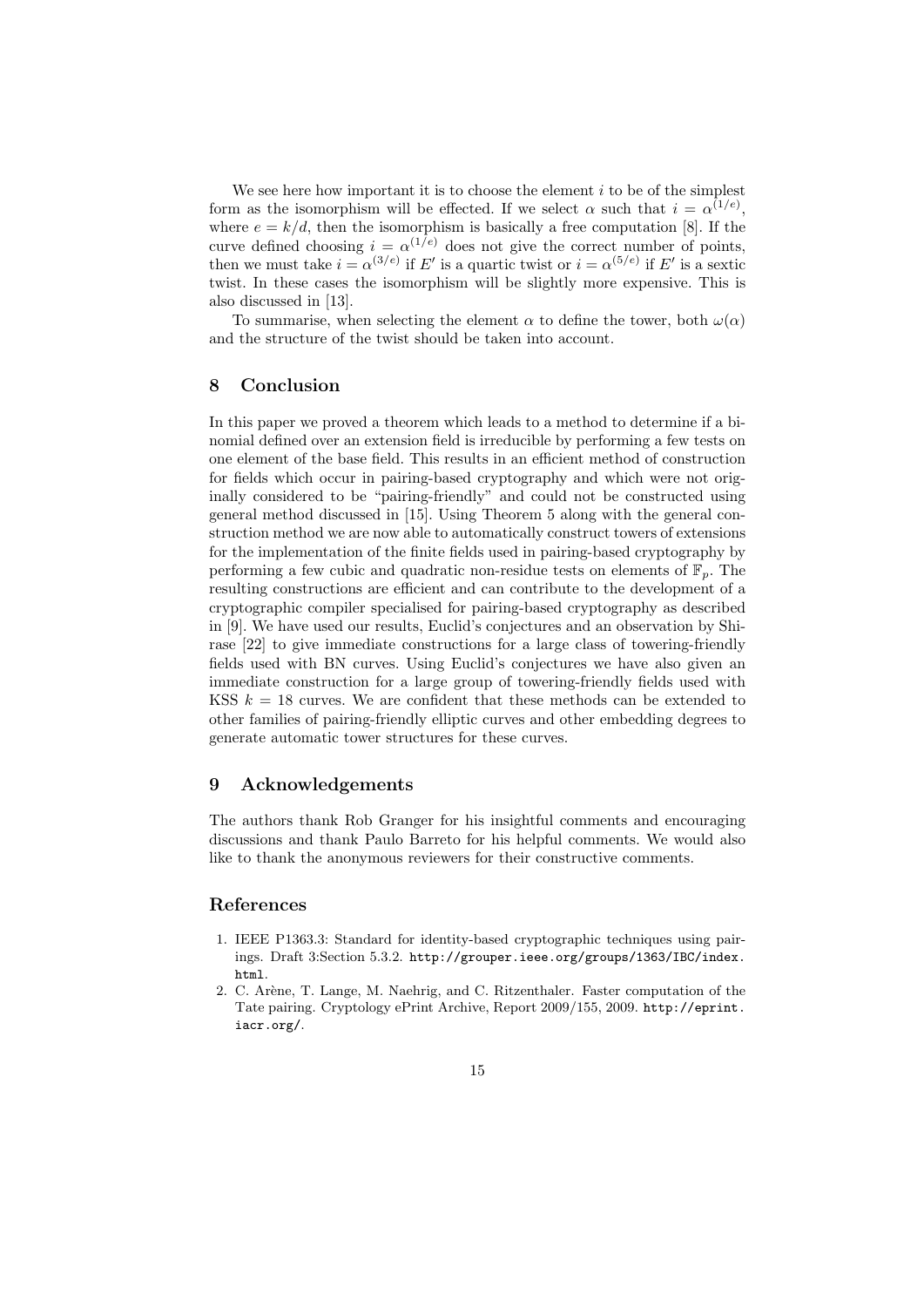We see here how important it is to choose the element $i$ to be of the simplest form as the isomorphism will be effected. If we select $\alpha$ such that $i = \alpha^{(1/e)}$, where $e = k/d$, then the isomorphism is basically a free computation [8]. If the curve defined choosing $i = \alpha^{(1/e)}$ does not give the correct number of points, then we must take $i = \alpha^{(3/e)}$ if $E'$ is a quartic twist or $i = \alpha^{(5/e)}$ if $E'$ is a sextic twist. In these cases the isomorphism will be slightly more expensive. This is also discussed in [13].

To summarise, when selecting the element $\alpha$ to define the tower, both $\omega(\alpha)$ and the structure of the twist should be taken into account.

## 8 Conclusion

In this paper we proved a theorem which leads to a method to determine if a binomial defined over an extension field is irreducible by performing a few tests on one element of the base field. This results in an efficient method of construction for fields which occur in pairing-based cryptography and which were not originally considered to be "pairing-friendly" and could not be constructed using general method discussed in [15]. Using Theorem 5 along with the general construction method we are now able to automatically construct towers of extensions for the implementation of the finite fields used in pairing-based cryptography by performing a few cubic and quadratic non-residue tests on elements of $\mathbb{F}_p$. The resulting constructions are efficient and can contribute to the development of a cryptographic compiler specialised for pairing-based cryptography as described in [9]. We have used our results, Euclid's conjectures and an observation by Shirase [22] to give immediate constructions for a large class of towering-friendly fields used with BN curves. Using Euclid's conjectures we have also given an immediate construction for a large group of towering-friendly fields used with KSS $k = 18$ curves. We are confident that these methods can be extended to other families of pairing-friendly elliptic curves and other embedding degrees to generate automatic tower structures for these curves.

## 9 Acknowledgements

The authors thank Rob Granger for his insightful comments and encouraging discussions and thank Paulo Barreto for his helpful comments. We would also like to thank the anonymous reviewers for their constructive comments.

## References

1. IEEE P1363.3: Standard for identity-based cryptographic techniques using pairings. Draft 3:Section 5.3.2. `http://grouper.ieee.org/groups/1363/IBC/index.html`.
2. C. Arène, T. Lange, M. Naehrig, and C. Ritzenthaler. Faster computation of the Tate pairing. Cryptology ePrint Archive, Report 2009/155, 2009. `http://eprint.iacr.org/`.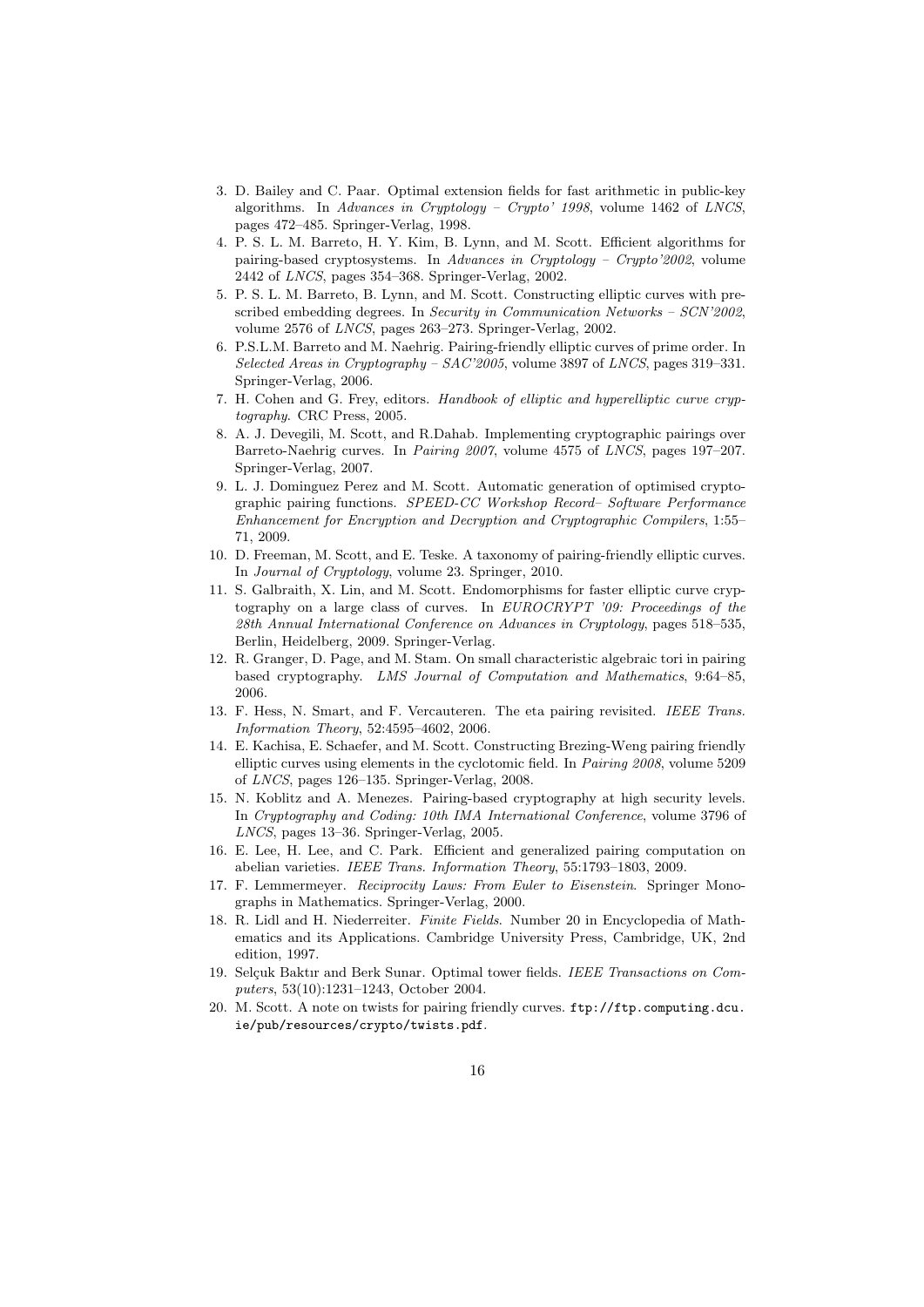3. D. Bailey and C. Paar. Optimal extension fields for fast arithmetic in public-key algorithms. In *Advances in Cryptology – Crypto' 1998*, volume 1462 of *LNCS*, pages 472–485. Springer-Verlag, 1998.
4. P. S. L. M. Barreto, H. Y. Kim, B. Lynn, and M. Scott. Efficient algorithms for pairing-based cryptosystems. In *Advances in Cryptology – Crypto'2002*, volume 2442 of *LNCS*, pages 354–368. Springer-Verlag, 2002.
5. P. S. L. M. Barreto, B. Lynn, and M. Scott. Constructing elliptic curves with prescribed embedding degrees. In *Security in Communication Networks – SCN'2002*, volume 2576 of *LNCS*, pages 263–273. Springer-Verlag, 2002.
6. P.S.L.M. Barreto and M. Naehrig. Pairing-friendly elliptic curves of prime order. In *Selected Areas in Cryptography – SAC'2005*, volume 3897 of *LNCS*, pages 319–331. Springer-Verlag, 2006.
7. H. Cohen and G. Frey, editors. *Handbook of elliptic and hyperelliptic curve cryptography*. CRC Press, 2005.
8. A. J. Devegili, M. Scott, and R.Dahab. Implementing cryptographic pairings over Barreto-Naehrig curves. In *Pairing 2007*, volume 4575 of *LNCS*, pages 197–207. Springer-Verlag, 2007.
9. L. J. Dominguez Perez and M. Scott. Automatic generation of optimised cryptographic pairing functions. *SPEED-CC Workshop Record– Software Performance Enhancement for Encryption and Decryption and Cryptographic Compilers*, 1:55–71, 2009.
10. D. Freeman, M. Scott, and E. Teske. A taxonomy of pairing-friendly elliptic curves. In *Journal of Cryptology*, volume 23. Springer, 2010.
11. S. Galbraith, X. Lin, and M. Scott. Endomorphisms for faster elliptic curve cryptography on a large class of curves. In *EUROCRYPT '09: Proceedings of the 28th Annual International Conference on Advances in Cryptology*, pages 518–535, Berlin, Heidelberg, 2009. Springer-Verlag.
12. R. Granger, D. Page, and M. Stam. On small characteristic algebraic tori in pairing based cryptography. *LMS Journal of Computation and Mathematics*, 9:64–85, 2006.
13. F. Hess, N. Smart, and F. Vercauteren. The eta pairing revisited. *IEEE Trans. Information Theory*, 52:4595–4602, 2006.
14. E. Kachisa, E. Schaefer, and M. Scott. Constructing Brezing-Weng pairing friendly elliptic curves using elements in the cyclotomic field. In *Pairing 2008*, volume 5209 of *LNCS*, pages 126–135. Springer-Verlag, 2008.
15. N. Koblitz and A. Menezes. Pairing-based cryptography at high security levels. In *Cryptography and Coding: 10th IMA International Conference*, volume 3796 of *LNCS*, pages 13–36. Springer-Verlag, 2005.
16. E. Lee, H. Lee, and C. Park. Efficient and generalized pairing computation on abelian varieties. *IEEE Trans. Information Theory*, 55:1793–1803, 2009.
17. F. Lemmermeyer. *Reciprocity Laws: From Euler to Eisenstein*. Springer Monographs in Mathematics. Springer-Verlag, 2000.
18. R. Lidl and H. Niederreiter. *Finite Fields*. Number 20 in Encyclopedia of Mathematics and its Applications. Cambridge University Press, Cambridge, UK, 2nd edition, 1997.
19. Selçuk Baktır and Berk Sunar. Optimal tower fields. *IEEE Transactions on Computers*, 53(10):1231–1243, October 2004.
20. M. Scott. A note on twists for pairing friendly curves. `ftp://ftp.computing.dcu.ie/pub/resources/crypto/twists.pdf`.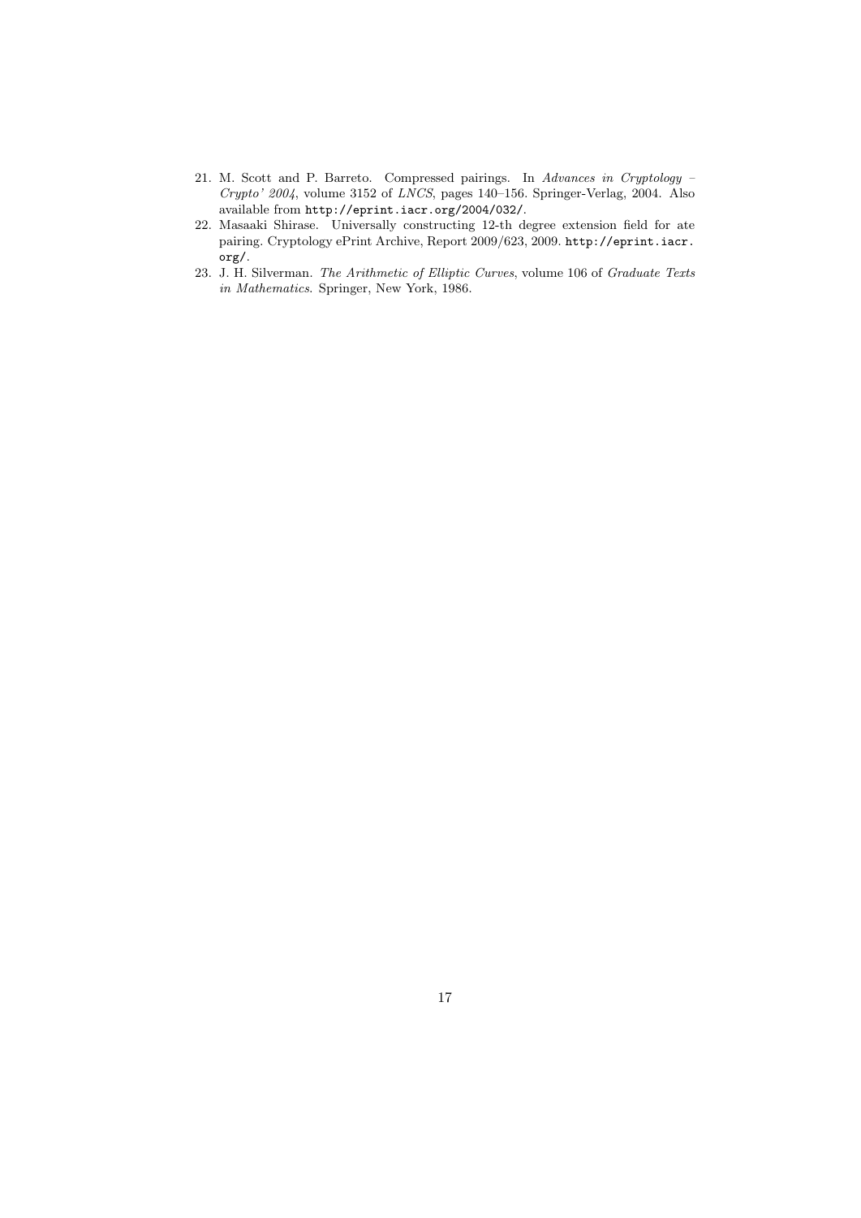21. M. Scott and P. Barreto. Compressed pairings. In *Advances in Cryptology – Crypto' 2004*, volume 3152 of *LNCS*, pages 140–156. Springer-Verlag, 2004. Also available from `http://eprint.iacr.org/2004/032/`.
22. Masaaki Shirase. Universally constructing 12-th degree extension field for ate pairing. Cryptology ePrint Archive, Report 2009/623, 2009. `http://eprint.iacr.org/`.
23. J. H. Silverman. *The Arithmetic of Elliptic Curves*, volume 106 of *Graduate Texts in Mathematics*. Springer, New York, 1986.